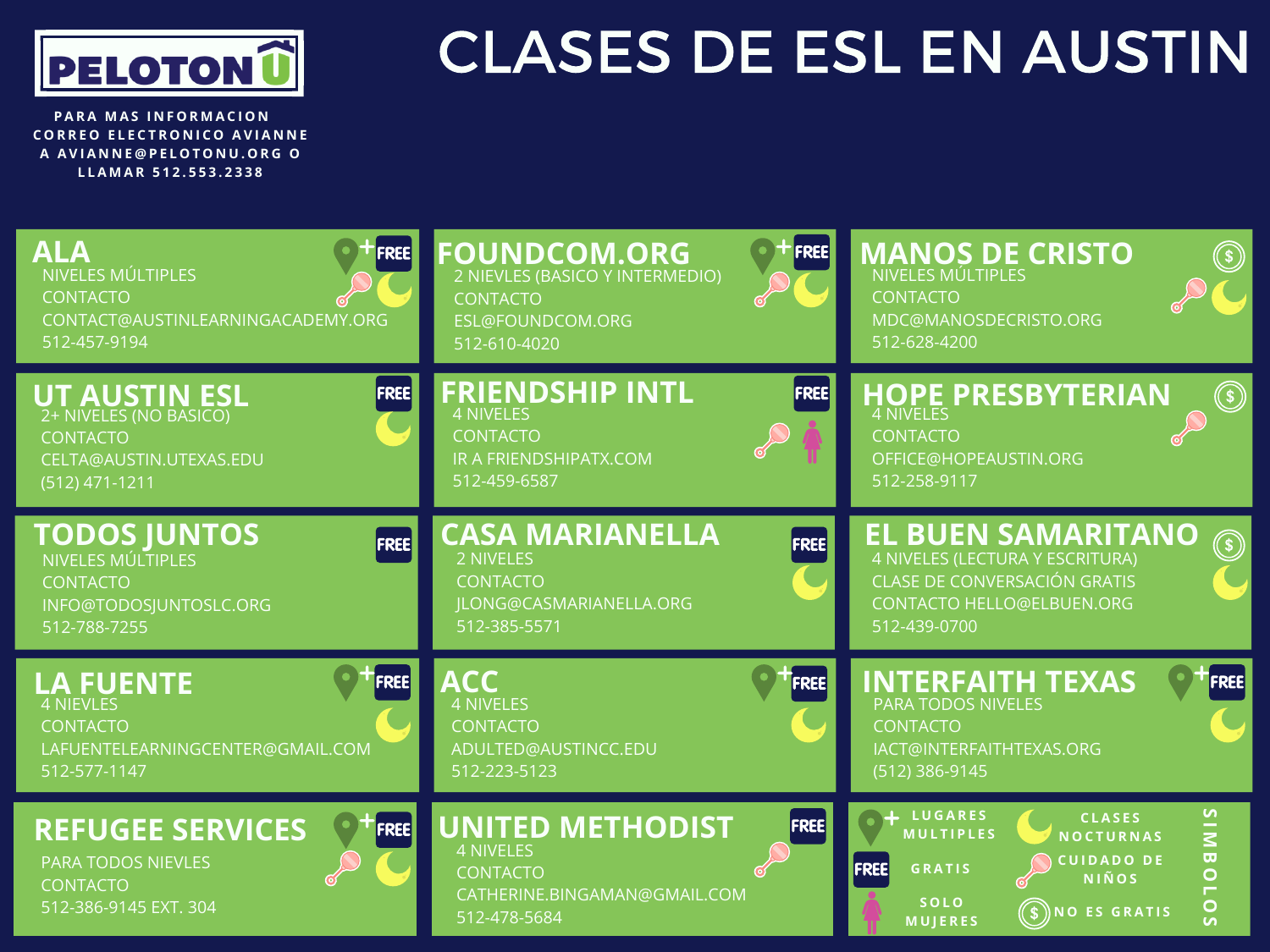# CLASES DE ESL EN AUSTIN

**PELOTON U**

PARA MAS INFORMACION CORREO ELECTRONICO AVIANNE A AVIANNE@PELOTONU.ORG O LLAMAR 512.553.2338

## ALA

LUGARES MÚLTIPLES · GRATIS · CUIDADO DE NIÑOS · CLASES NOCTURNAS

NIVELES MÚLTIPLES
CONTACTO
CONTACT@AUSTINLEARNINGACADEMY.ORG
512-457-9194

## FOUNDCOM.ORG

LUGARES MÚLTIPLES · GRATIS · CUIDADO DE NIÑOS · CLASES NOCTURNAS

2 NIEVLES (BASICO Y INTERMEDIO)
CONTACTO
ESL@FOUNDCOM.ORG
512-610-4020

## MANOS DE CRISTO

NO ES GRATIS · CUIDADO DE NIÑOS · CLASES NOCTURNAS

NIVELES MÚLTIPLES
CONTACTO
MDC@MANOSDECRISTO.ORG
512-628-4200

## UT AUSTIN ESL

GRATIS · CLASES NOCTURNAS

2+ NIVELES (NO BASICO)
CONTACTO
CELTA@AUSTIN.UTEXAS.EDU
(512) 471-1211

## FRIENDSHIP INTL

GRATIS · CUIDADO DE NIÑOS · SOLO MUJERES

4 NIVELES
CONTACTO
IR A FRIENDSHIPATX.COM
512-459-6587

## HOPE PRESBYTERIAN

NO ES GRATIS · CUIDADO DE NIÑOS

4 NIVELES
CONTACTO
OFFICE@HOPEAUSTIN.ORG
512-258-9117

## TODOS JUNTOS

GRATIS

NIVELES MÚLTIPLES
CONTACTO
INFO@TODOSJUNTOSLC.ORG
512-788-7255

## CASA MARIANELLA

GRATIS · CLASES NOCTURNAS

2 NIVELES
CONTACTO
JLONG@CASMARIANELLA.ORG
512-385-5571

## EL BUEN SAMARITANO

NO ES GRATIS · CLASES NOCTURNAS

4 NIVELES (LECTURA Y ESCRITURA)
CLASE DE CONVERSACIÓN GRATIS
CONTACTO HELLO@ELBUEN.ORG
512-439-0700

## LA FUENTE

LUGARES MÚLTIPLES · GRATIS · CLASES NOCTURNAS

4 NIEVLES
CONTACTO
LAFUENTELEARNINGCENTER@GMAIL.COM
512-577-1147

## ACC

LUGARES MÚLTIPLES · GRATIS · CLASES NOCTURNAS

4 NIVELES
CONTACTO
ADULTED@AUSTINCC.EDU
512-223-5123

## INTERFAITH TEXAS

LUGARES MÚLTIPLES · GRATIS · CLASES NOCTURNAS

PARA TODOS NIVELES
CONTACTO
IACT@INTERFAITHTEXAS.ORG
(512) 386-9145

## REFUGEE SERVICES

LUGARES MÚLTIPLES · GRATIS · CUIDADO DE NIÑOS · CLASES NOCTURNAS

PARA TODOS NIEVLES
CONTACTO
512-386-9145 EXT. 304

## UNITED METHODIST

GRATIS · CUIDADO DE NIÑOS

4 NIVELES
CONTACTO
CATHERINE.BINGAMAN@GMAIL.COM
512-478-5684

## SIMBOLOS

- LUGARES MULTIPLES
- FREE: GRATIS
- SOLO MUJERES
- CLASES NOCTURNAS
- CUIDADO DE NIÑOS
- $: NO ES GRATIS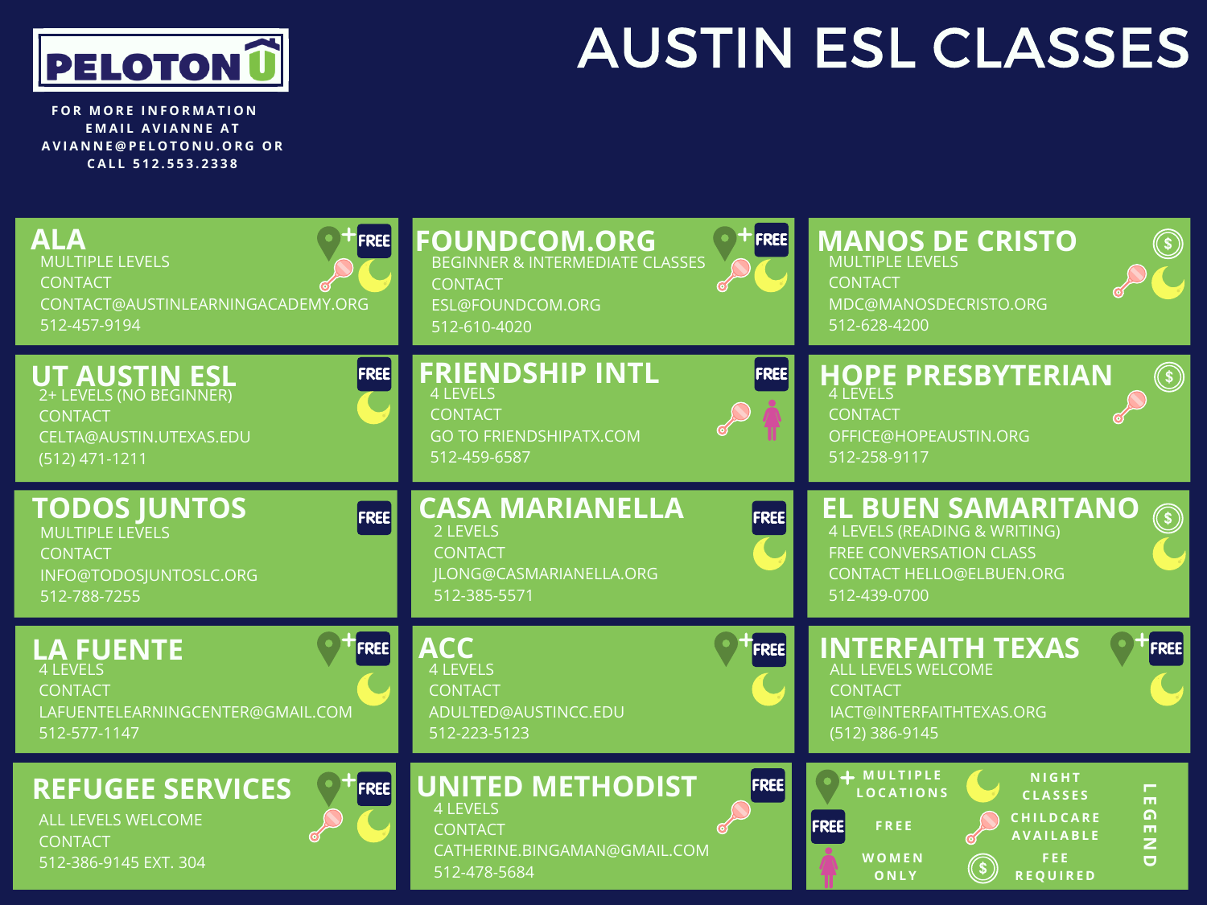# AUSTIN ESL CLASSES

**PELOTON U**

FOR MORE INFORMATION EMAIL AVIANNE AT AVIANNE@PELOTONU.ORG OR CALL 512.553.2338

## ALA

MULTIPLE LEVELS
CONTACT
CONTACT@AUSTINLEARNINGACADEMY.ORG
512-457-9194

FREE

## FOUNDCOM.ORG

BEGINNER & INTERMEDIATE CLASSES
CONTACT
ESL@FOUNDCOM.ORG
512-610-4020

FREE

## MANOS DE CRISTO

MULTIPLE LEVELS
CONTACT
MDC@MANOSDECRISTO.ORG
512-628-4200

## UT AUSTIN ESL

2+ LEVELS (NO BEGINNER)
CONTACT
CELTA@AUSTIN.UTEXAS.EDU
(512) 471-1211

FREE

## FRIENDSHIP INTL

4 LEVELS
CONTACT
GO TO FRIENDSHIPATX.COM
512-459-6587

FREE

## HOPE PRESBYTERIAN

4 LEVELS
CONTACT
OFFICE@HOPEAUSTIN.ORG
512-258-9117

## TODOS JUNTOS

MULTIPLE LEVELS
CONTACT
INFO@TODOSJUNTOSLC.ORG
512-788-7255

FREE

## CASA MARIANELLA

2 LEVELS
CONTACT
JLONG@CASMARIANELLA.ORG
512-385-5571

FREE

## EL BUEN SAMARITANO

4 LEVELS (READING & WRITING)
FREE CONVERSATION CLASS
CONTACT HELLO@ELBUEN.ORG
512-439-0700

## LA FUENTE

4 LEVELS
CONTACT
LAFUENTELEARNINGCENTER@GMAIL.COM
512-577-1147

FREE

## ACC

4 LEVELS
CONTACT
ADULTED@AUSTINCC.EDU
512-223-5123

FREE

## INTERFAITH TEXAS

ALL LEVELS WELCOME
CONTACT
IACT@INTERFAITHTEXAS.ORG
(512) 386-9145

FREE

## REFUGEE SERVICES

ALL LEVELS WELCOME
CONTACT
512-386-9145 EXT. 304

FREE

## UNITED METHODIST

4 LEVELS
CONTACT
CATHERINE.BINGAMAN@GMAIL.COM
512-478-5684

FREE

## LEGEND

MULTIPLE LOCATIONS
FREE
WOMEN ONLY
NIGHT CLASSES
CHILDCARE AVAILABLE
FEE REQUIRED